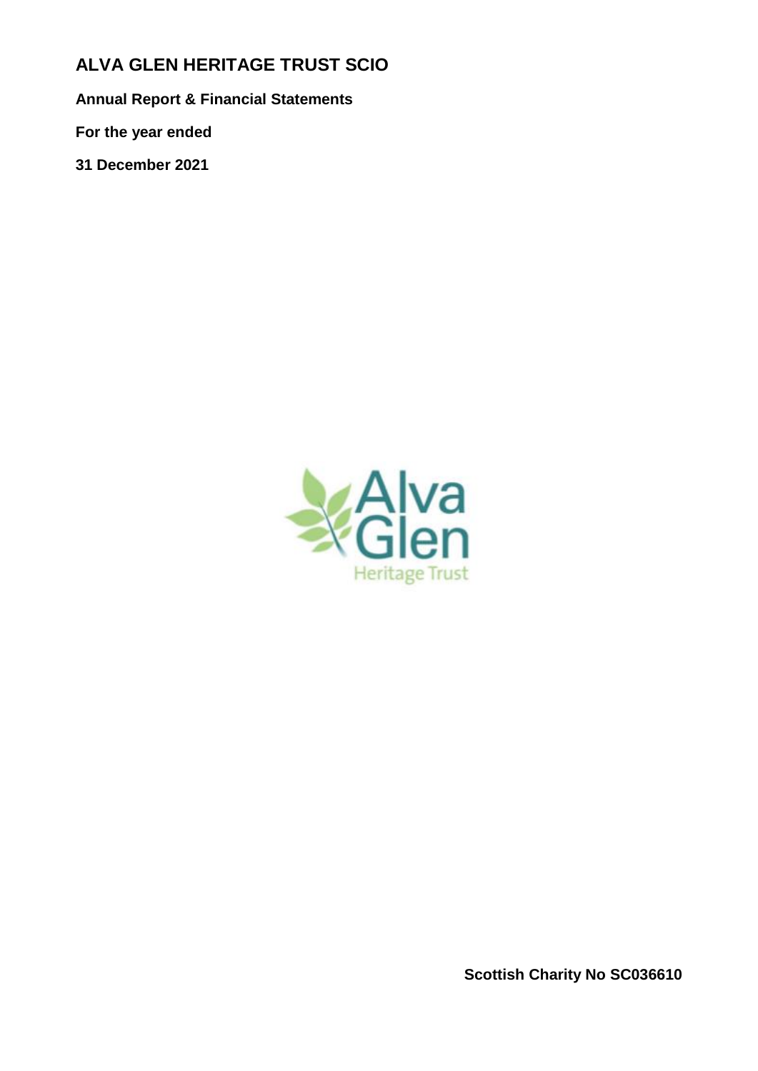# ALVA GLEN HERITAGE TRUST SCIO

**Annual Report & Financial Statements**

**For the year ended**

**31 December 2021**

Alva Glen

Heritage Trust

**Scottish Charity No SC036610**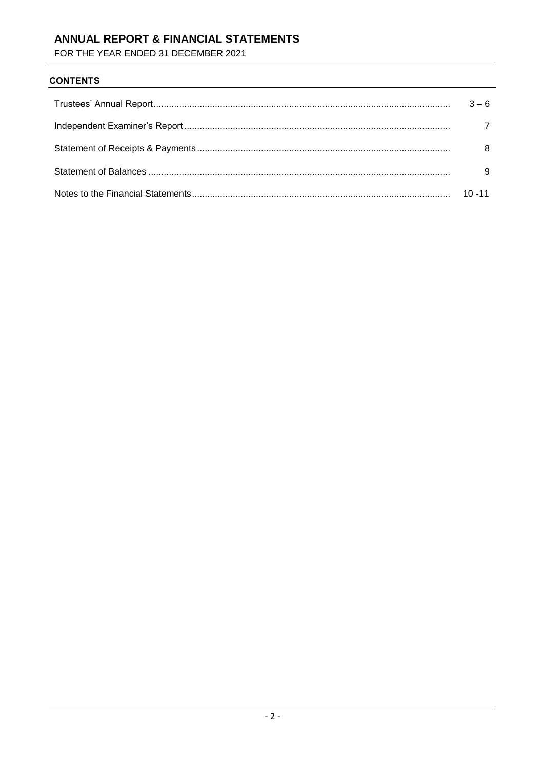# ANNUAL REPORT & FINANCIAL STATEMENTS

FOR THE YEAR ENDED 31 DECEMBER 2021

## CONTENTS

| | |
|---|---|
| Trustees' Annual Report | 3 – 6 |
| Independent Examiner's Report | 7 |
| Statement of Receipts & Payments | 8 |
| Statement of Balances | 9 |
| Notes to the Financial Statements | 10 -11 |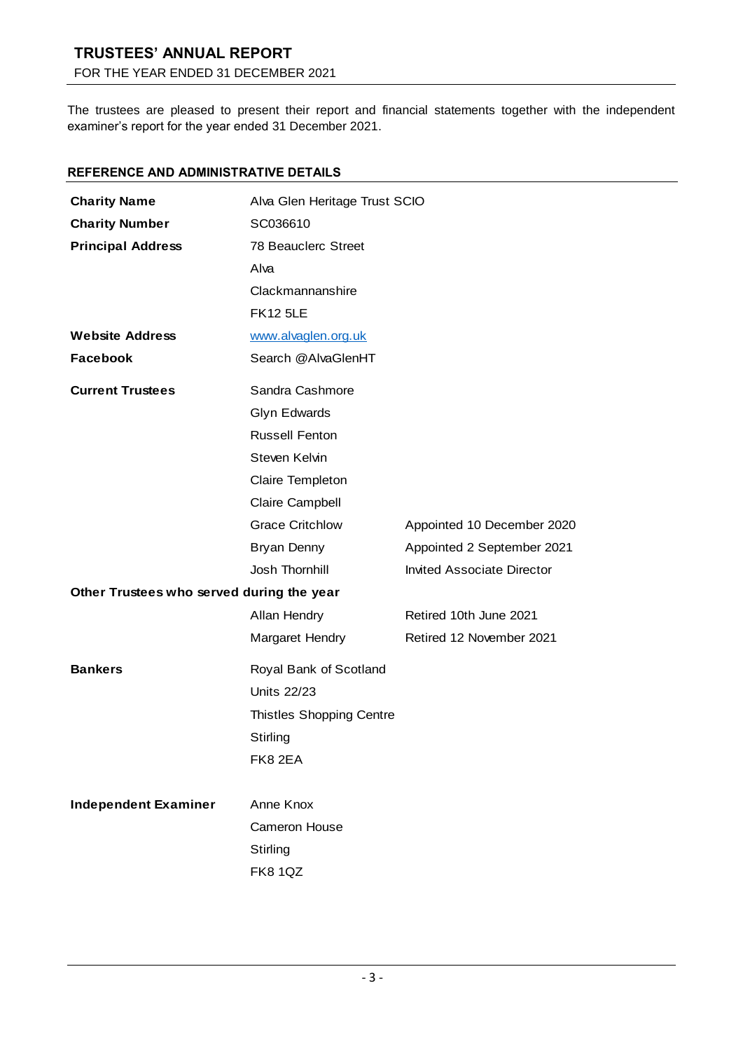# TRUSTEES' ANNUAL REPORT

FOR THE YEAR ENDED 31 DECEMBER 2021

The trustees are pleased to present their report and financial statements together with the independent examiner's report for the year ended 31 December 2021.

## REFERENCE AND ADMINISTRATIVE DETAILS

| | | |
|---|---|---|
| **Charity Name** | Alva Glen Heritage Trust SCIO | |
| **Charity Number** | SC036610 | |
| **Principal Address** | 78 Beauclerc Street | |
| | Alva | |
| | Clackmannanshire | |
| | FK12 5LE | |
| **Website Address** | www.alvaglen.org.uk | |
| **Facebook** | Search @AlvaGlenHT | |
| **Current Trustees** | Sandra Cashmore | |
| | Glyn Edwards | |
| | Russell Fenton | |
| | Steven Kelvin | |
| | Claire Templeton | |
| | Claire Campbell | |
| | Grace Critchlow | Appointed 10 December 2020 |
| | Bryan Denny | Appointed 2 September 2021 |
| | Josh Thornhill | Invited Associate Director |
| **Other Trustees who served during the year** | | |
| | Allan Hendry | Retired 10th June 2021 |
| | Margaret Hendry | Retired 12 November 2021 |
| **Bankers** | Royal Bank of Scotland | |
| | Units 22/23 | |
| | Thistles Shopping Centre | |
| | Stirling | |
| | FK8 2EA | |
| **Independent Examiner** | Anne Knox | |
| | Cameron House | |
| | Stirling | |
| | FK8 1QZ | |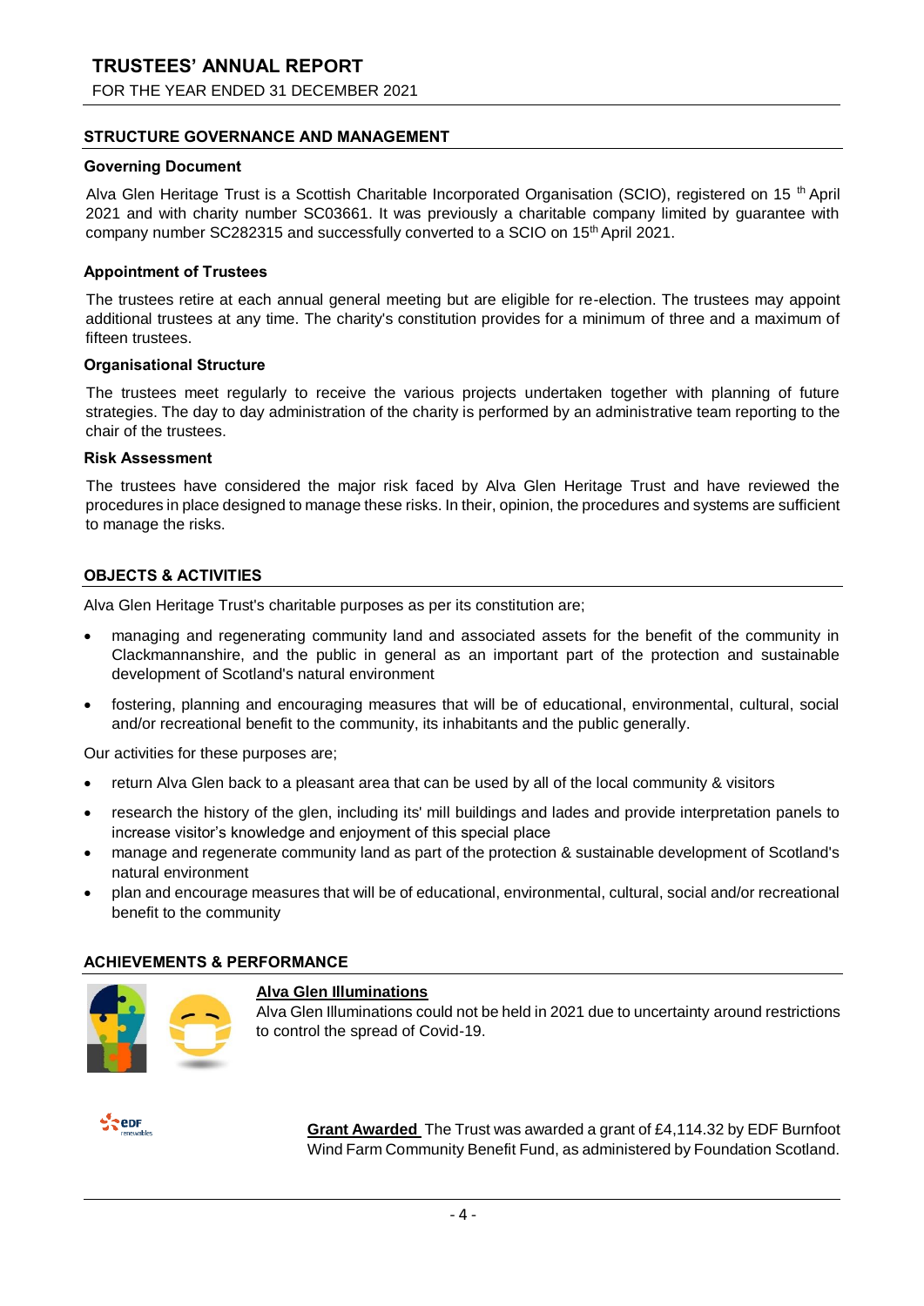# TRUSTEES' ANNUAL REPORT

FOR THE YEAR ENDED 31 DECEMBER 2021

## STRUCTURE GOVERNANCE AND MANAGEMENT

### Governing Document

Alva Glen Heritage Trust is a Scottish Charitable Incorporated Organisation (SCIO), registered on 15 th April 2021 and with charity number SC03661. It was previously a charitable company limited by guarantee with company number SC282315 and successfully converted to a SCIO on 15th April 2021.

### Appointment of Trustees

The trustees retire at each annual general meeting but are eligible for re-election. The trustees may appoint additional trustees at any time. The charity's constitution provides for a minimum of three and a maximum of fifteen trustees.

### Organisational Structure

The trustees meet regularly to receive the various projects undertaken together with planning of future strategies. The day to day administration of the charity is performed by an administrative team reporting to the chair of the trustees.

### Risk Assessment

The trustees have considered the major risk faced by Alva Glen Heritage Trust and have reviewed the procedures in place designed to manage these risks. In their, opinion, the procedures and systems are sufficient to manage the risks.

## OBJECTS & ACTIVITIES

Alva Glen Heritage Trust's charitable purposes as per its constitution are;

- managing and regenerating community land and associated assets for the benefit of the community in Clackmannanshire, and the public in general as an important part of the protection and sustainable development of Scotland's natural environment
- fostering, planning and encouraging measures that will be of educational, environmental, cultural, social and/or recreational benefit to the community, its inhabitants and the public generally.

Our activities for these purposes are;

- return Alva Glen back to a pleasant area that can be used by all of the local community & visitors
- research the history of the glen, including its' mill buildings and lades and provide interpretation panels to increase visitor's knowledge and enjoyment of this special place
- manage and regenerate community land as part of the protection & sustainable development of Scotland's natural environment
- plan and encourage measures that will be of educational, environmental, cultural, social and/or recreational benefit to the community

## ACHIEVEMENTS & PERFORMANCE

**Alva Glen Illuminations**

Alva Glen Illuminations could not be held in 2021 due to uncertainty around restrictions to control the spread of Covid-19.

**Grant Awarded** The Trust was awarded a grant of £4,114.32 by EDF Burnfoot Wind Farm Community Benefit Fund, as administered by Foundation Scotland.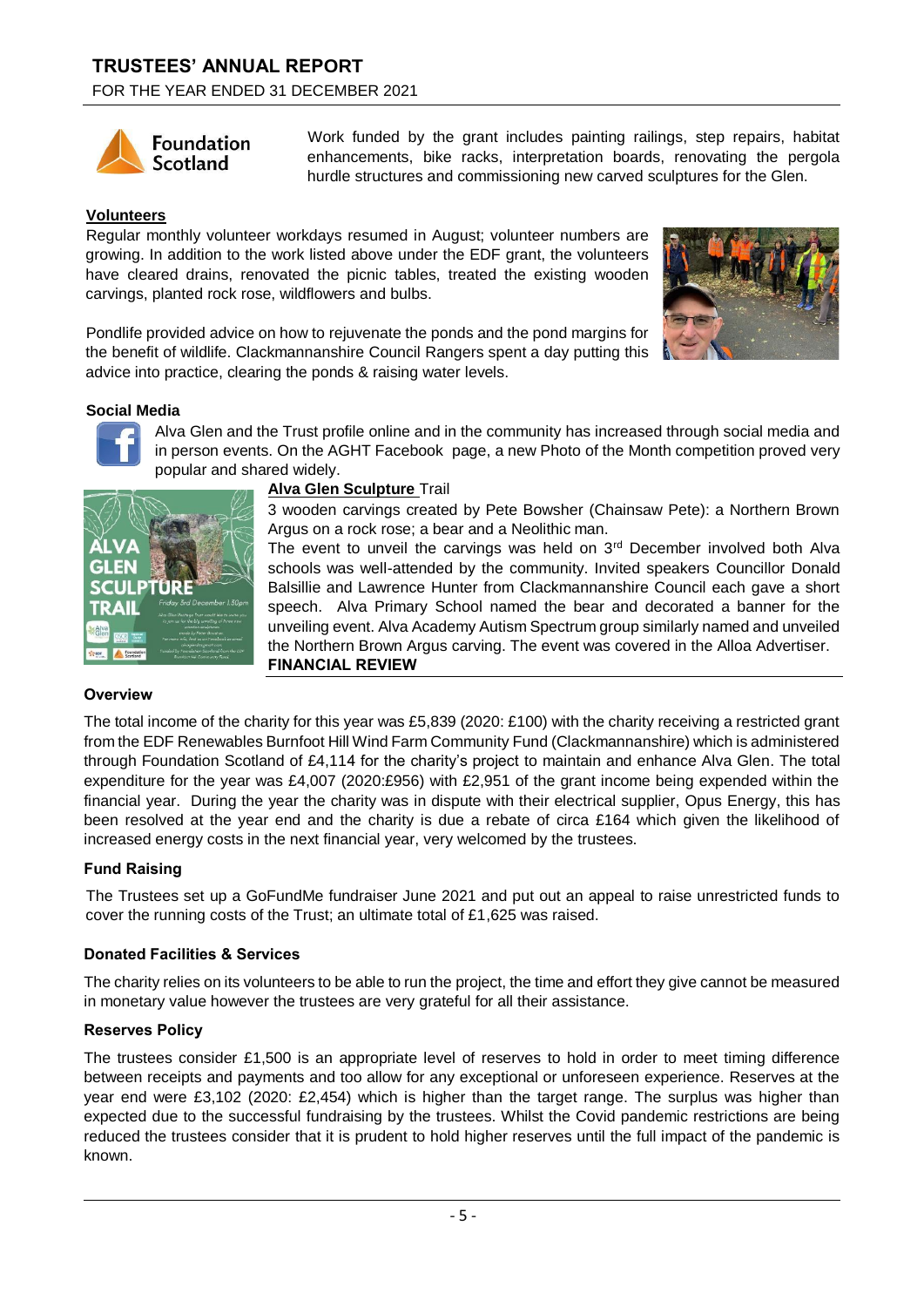Work funded by the grant includes painting railings, step repairs, habitat enhancements, bike racks, interpretation boards, renovating the pergola hurdle structures and commissioning new carved sculptures for the Glen.

**Volunteers**

Regular monthly volunteer workdays resumed in August; volunteer numbers are growing. In addition to the work listed above under the EDF grant, the volunteers have cleared drains, renovated the picnic tables, treated the existing wooden carvings, planted rock rose, wildflowers and bulbs.

Pondlife provided advice on how to rejuvenate the ponds and the pond margins for the benefit of wildlife. Clackmannanshire Council Rangers spent a day putting this advice into practice, clearing the ponds & raising water levels.

**Social Media**

Alva Glen and the Trust profile online and in the community has increased through social media and in person events. On the AGHT Facebook page, a new Photo of the Month competition proved very popular and shared widely.

**Alva Glen Sculpture Trail**

3 wooden carvings created by Pete Bowsher (Chainsaw Pete): a Northern Brown Argus on a rock rose; a bear and a Neolithic man.

The event to unveil the carvings was held on 3rd December involved both Alva schools was well-attended by the community. Invited speakers Councillor Donald Balsillie and Lawrence Hunter from Clackmannanshire Council each gave a short speech. Alva Primary School named the bear and decorated a banner for the unveiling event. Alva Academy Autism Spectrum group similarly named and unveiled the Northern Brown Argus carving. The event was covered in the Alloa Advertiser.

## FINANCIAL REVIEW

### Overview

The total income of the charity for this year was £5,839 (2020: £100) with the charity receiving a restricted grant from the EDF Renewables Burnfoot Hill Wind Farm Community Fund (Clackmannanshire) which is administered through Foundation Scotland of £4,114 for the charity's project to maintain and enhance Alva Glen. The total expenditure for the year was £4,007 (2020:£956) with £2,951 of the grant income being expended within the financial year. During the year the charity was in dispute with their electrical supplier, Opus Energy, this has been resolved at the year end and the charity is due a rebate of circa £164 which given the likelihood of increased energy costs in the next financial year, very welcomed by the trustees.

### Fund Raising

The Trustees set up a GoFundMe fundraiser June 2021 and put out an appeal to raise unrestricted funds to cover the running costs of the Trust; an ultimate total of £1,625 was raised.

### Donated Facilities & Services

The charity relies on its volunteers to be able to run the project, the time and effort they give cannot be measured in monetary value however the trustees are very grateful for all their assistance.

### Reserves Policy

The trustees consider £1,500 is an appropriate level of reserves to hold in order to meet timing difference between receipts and payments and too allow for any exceptional or unforeseen experience. Reserves at the year end were £3,102 (2020: £2,454) which is higher than the target range. The surplus was higher than expected due to the successful fundraising by the trustees. Whilst the Covid pandemic restrictions are being reduced the trustees consider that it is prudent to hold higher reserves until the full impact of the pandemic is known.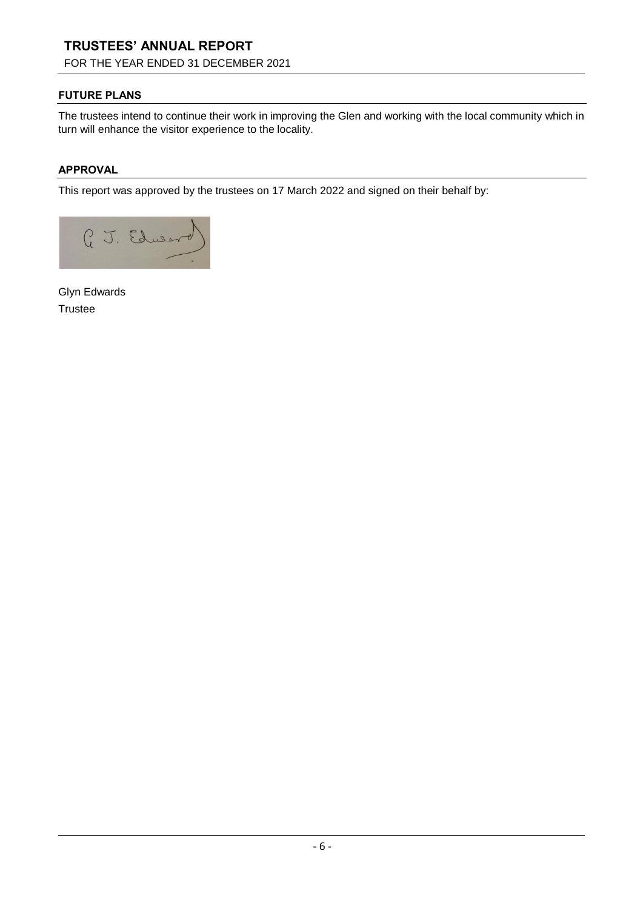## FUTURE PLANS

The trustees intend to continue their work in improving the Glen and working with the local community which in turn will enhance the visitor experience to the locality.

## APPROVAL

This report was approved by the trustees on 17 March 2022 and signed on their behalf by:

G. J. Edwards

Glyn Edwards
Trustee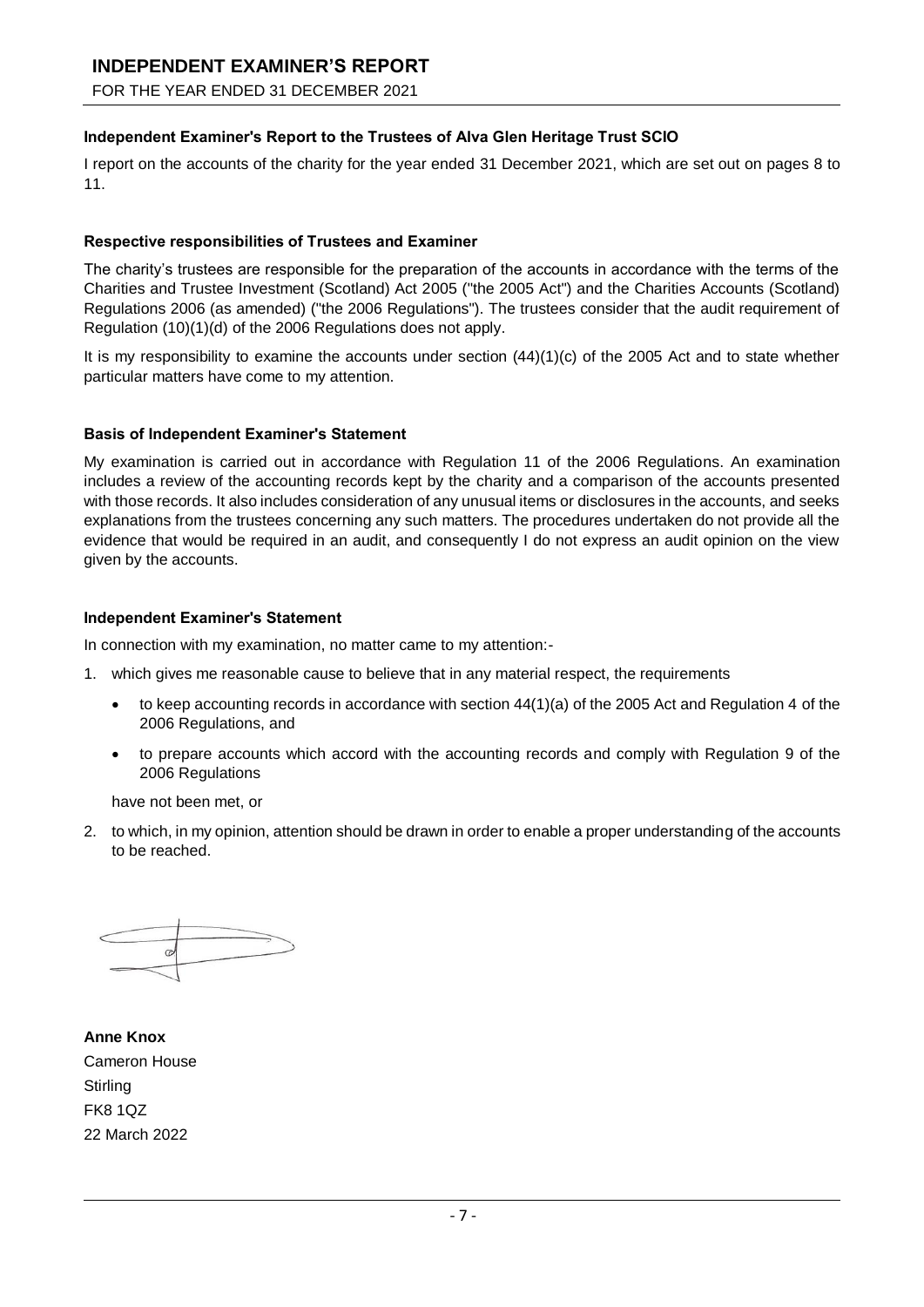# INDEPENDENT EXAMINER'S REPORT

FOR THE YEAR ENDED 31 DECEMBER 2021

**Independent Examiner's Report to the Trustees of Alva Glen Heritage Trust SCIO**

I report on the accounts of the charity for the year ended 31 December 2021, which are set out on pages 8 to 11.

**Respective responsibilities of Trustees and Examiner**

The charity's trustees are responsible for the preparation of the accounts in accordance with the terms of the Charities and Trustee Investment (Scotland) Act 2005 ("the 2005 Act") and the Charities Accounts (Scotland) Regulations 2006 (as amended) ("the 2006 Regulations"). The trustees consider that the audit requirement of Regulation (10)(1)(d) of the 2006 Regulations does not apply.

It is my responsibility to examine the accounts under section (44)(1)(c) of the 2005 Act and to state whether particular matters have come to my attention.

**Basis of Independent Examiner's Statement**

My examination is carried out in accordance with Regulation 11 of the 2006 Regulations. An examination includes a review of the accounting records kept by the charity and a comparison of the accounts presented with those records. It also includes consideration of any unusual items or disclosures in the accounts, and seeks explanations from the trustees concerning any such matters. The procedures undertaken do not provide all the evidence that would be required in an audit, and consequently I do not express an audit opinion on the view given by the accounts.

**Independent Examiner's Statement**

In connection with my examination, no matter came to my attention:-

1. which gives me reasonable cause to believe that in any material respect, the requirements
   - to keep accounting records in accordance with section 44(1)(a) of the 2005 Act and Regulation 4 of the 2006 Regulations, and
   - to prepare accounts which accord with the accounting records and comply with Regulation 9 of the 2006 Regulations

   have not been met, or

2. to which, in my opinion, attention should be drawn in order to enable a proper understanding of the accounts to be reached.

**Anne Knox**
Cameron House
Stirling
FK8 1QZ
22 March 2022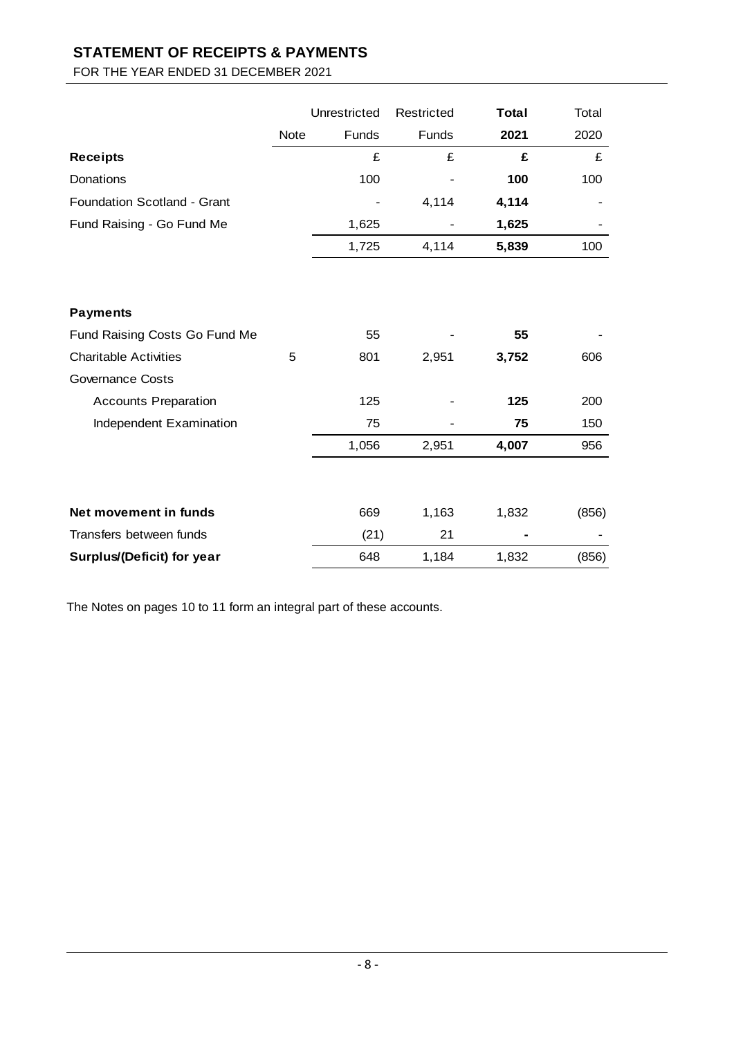# STATEMENT OF RECEIPTS & PAYMENTS

FOR THE YEAR ENDED 31 DECEMBER 2021

| | Note | Unrestricted Funds | Restricted Funds | **Total 2021** | Total 2020 |
|---|---|---|---|---|---|
| **Receipts** | | £ | £ | **£** | £ |
| Donations | | 100 | - | **100** | 100 |
| Foundation Scotland - Grant | | - | 4,114 | **4,114** | - |
| Fund Raising - Go Fund Me | | 1,625 | - | **1,625** | - |
| | | 1,725 | 4,114 | **5,839** | 100 |
| | | | | | |
| **Payments** | | | | | |
| Fund Raising Costs Go Fund Me | | 55 | - | **55** | - |
| Charitable Activities | 5 | 801 | 2,951 | **3,752** | 606 |
| Governance Costs | | | | | |
| Accounts Preparation | | 125 | - | **125** | 200 |
| Independent Examination | | 75 | - | **75** | 150 |
| | | 1,056 | 2,951 | **4,007** | 956 |
| | | | | | |
| **Net movement in funds** | | 669 | 1,163 | 1,832 | (856) |
| Transfers between funds | | (21) | 21 | - | - |
| **Surplus/(Deficit) for year** | | 648 | 1,184 | 1,832 | (856) |

The Notes on pages 10 to 11 form an integral part of these accounts.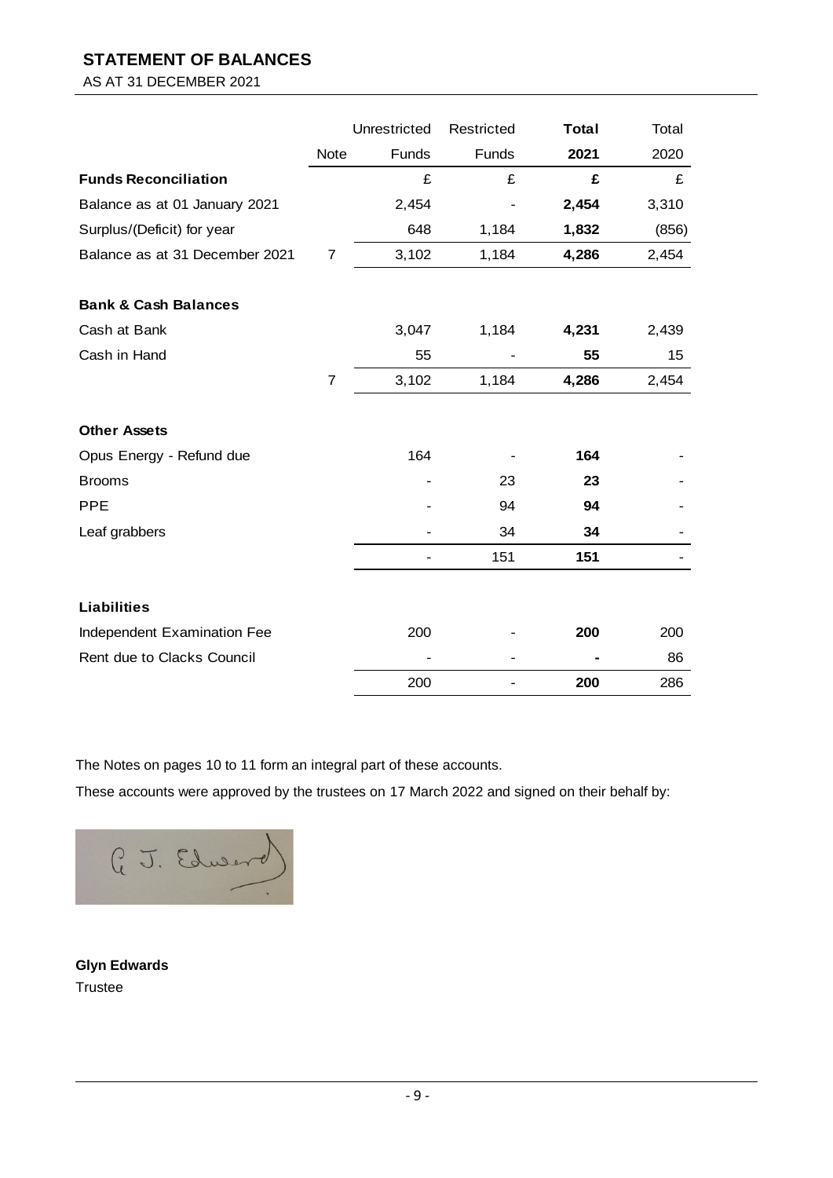# STATEMENT OF BALANCES

AS AT 31 DECEMBER 2021

| | Note | Unrestricted Funds | Restricted Funds | **Total 2021** | Total 2020 |
|---|---|---|---|---|---|
| **Funds Reconciliation** | | £ | £ | **£** | £ |
| Balance as at 01 January 2021 | | 2,454 | - | **2,454** | 3,310 |
| Surplus/(Deficit) for year | | 648 | 1,184 | **1,832** | (856) |
| Balance as at 31 December 2021 | 7 | 3,102 | 1,184 | **4,286** | 2,454 |
| | | | | | |
| **Bank & Cash Balances** | | | | | |
| Cash at Bank | | 3,047 | 1,184 | **4,231** | 2,439 |
| Cash in Hand | | 55 | - | **55** | 15 |
| | 7 | 3,102 | 1,184 | **4,286** | 2,454 |
| | | | | | |
| **Other Assets** | | | | | |
| Opus Energy - Refund due | | 164 | - | **164** | - |
| Brooms | | - | 23 | **23** | - |
| PPE | | - | 94 | **94** | - |
| Leaf grabbers | | - | 34 | **34** | - |
| | | - | 151 | **151** | - |
| | | | | | |
| **Liabilities** | | | | | |
| Independent Examination Fee | | 200 | - | **200** | 200 |
| Rent due to Clacks Council | | - | - | **-** | 86 |
| | | 200 | - | **200** | 286 |

The Notes on pages 10 to 11 form an integral part of these accounts.

These accounts were approved by the trustees on 17 March 2022 and signed on their behalf by:

G. J. Edwards

**Glyn Edwards**
Trustee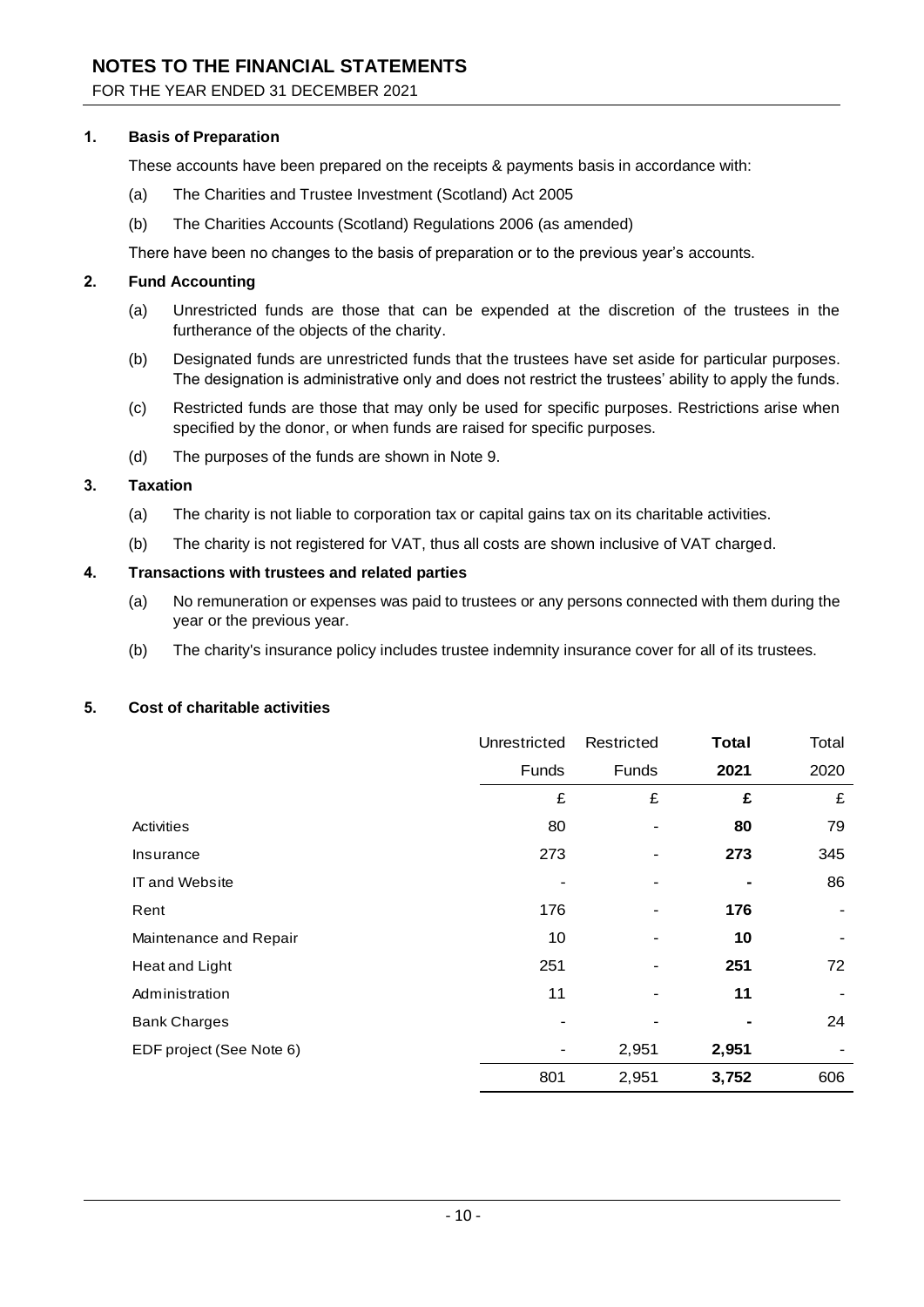# NOTES TO THE FINANCIAL STATEMENTS

FOR THE YEAR ENDED 31 DECEMBER 2021

## 1. Basis of Preparation

These accounts have been prepared on the receipts & payments basis in accordance with:

(a) The Charities and Trustee Investment (Scotland) Act 2005

(b) The Charities Accounts (Scotland) Regulations 2006 (as amended)

There have been no changes to the basis of preparation or to the previous year's accounts.

## 2. Fund Accounting

(a) Unrestricted funds are those that can be expended at the discretion of the trustees in the furtherance of the objects of the charity.

(b) Designated funds are unrestricted funds that the trustees have set aside for particular purposes. The designation is administrative only and does not restrict the trustees' ability to apply the funds.

(c) Restricted funds are those that may only be used for specific purposes. Restrictions arise when specified by the donor, or when funds are raised for specific purposes.

(d) The purposes of the funds are shown in Note 9.

## 3. Taxation

(a) The charity is not liable to corporation tax or capital gains tax on its charitable activities.

(b) The charity is not registered for VAT, thus all costs are shown inclusive of VAT charged.

## 4. Transactions with trustees and related parties

(a) No remuneration or expenses was paid to trustees or any persons connected with them during the year or the previous year.

(b) The charity's insurance policy includes trustee indemnity insurance cover for all of its trustees.

## 5. Cost of charitable activities

| | Unrestricted Funds | Restricted Funds | **Total 2021** | Total 2020 |
|---|---|---|---|---|
| | £ | £ | **£** | £ |
| Activities | 80 | - | **80** | 79 |
| Insurance | 273 | - | **273** | 345 |
| IT and Website | - | - | **-** | 86 |
| Rent | 176 | - | **176** | - |
| Maintenance and Repair | 10 | - | **10** | - |
| Heat and Light | 251 | - | **251** | 72 |
| Administration | 11 | - | **11** | - |
| Bank Charges | - | - | **-** | 24 |
| EDF project (See Note 6) | - | 2,951 | **2,951** | - |
| | 801 | 2,951 | **3,752** | 606 |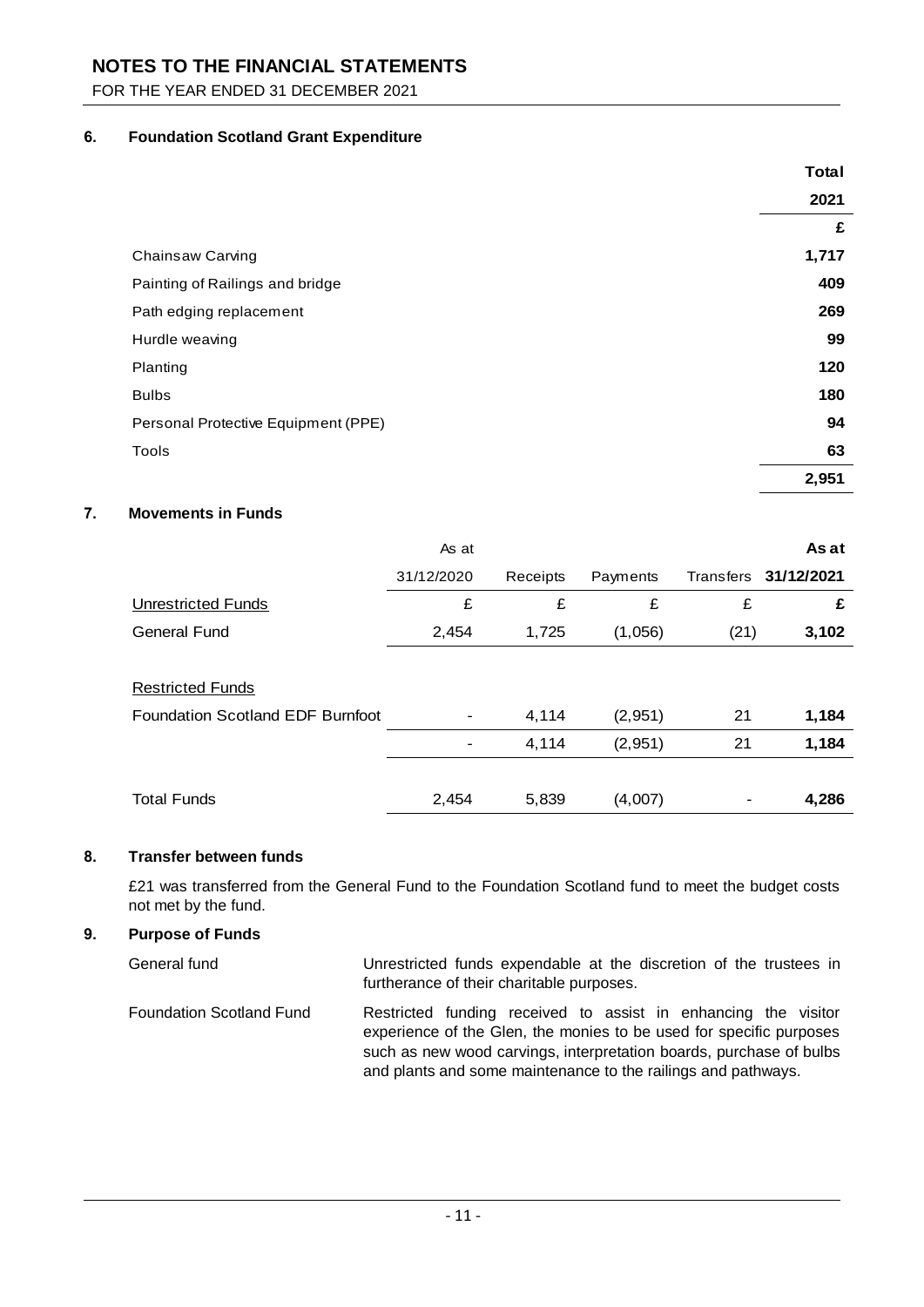# NOTES TO THE FINANCIAL STATEMENTS

FOR THE YEAR ENDED 31 DECEMBER 2021

## 6. Foundation Scotland Grant Expenditure

| | **Total 2021** |
|---|---|
| | **£** |
| Chainsaw Carving | **1,717** |
| Painting of Railings and bridge | **409** |
| Path edging replacement | **269** |
| Hurdle weaving | **99** |
| Planting | **120** |
| Bulbs | **180** |
| Personal Protective Equipment (PPE) | **94** |
| Tools | **63** |
| | **2,951** |

## 7. Movements in Funds

| | As at 31/12/2020 | Receipts | Payments | Transfers | **As at 31/12/2021** |
|---|---|---|---|---|---|
| Unrestricted Funds | £ | £ | £ | £ | **£** |
| General Fund | 2,454 | 1,725 | (1,056) | (21) | **3,102** |
| | | | | | |
| Restricted Funds | | | | | |
| Foundation Scotland EDF Burnfoot | - | 4,114 | (2,951) | 21 | **1,184** |
| | - | 4,114 | (2,951) | 21 | **1,184** |
| | | | | | |
| Total Funds | 2,454 | 5,839 | (4,007) | - | **4,286** |

## 8. Transfer between funds

£21 was transferred from the General Fund to the Foundation Scotland fund to meet the budget costs not met by the fund.

## 9. Purpose of Funds

| | |
|---|---|
| General fund | Unrestricted funds expendable at the discretion of the trustees in furtherance of their charitable purposes. |
| Foundation Scotland Fund | Restricted funding received to assist in enhancing the visitor experience of the Glen, the monies to be used for specific purposes such as new wood carvings, interpretation boards, purchase of bulbs and plants and some maintenance to the railings and pathways. |